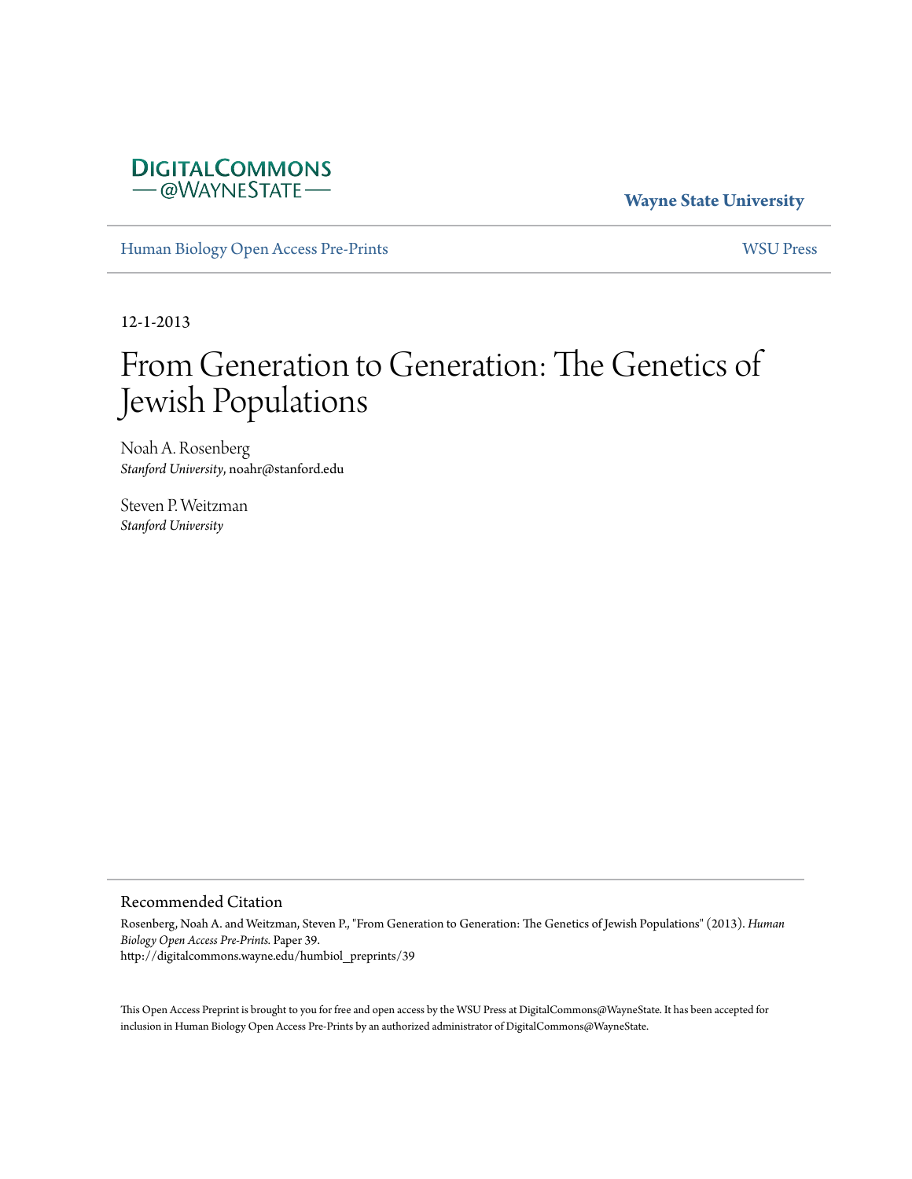DigitalCommons @WayneState

**Wayne State University**

Human Biology Open Access Pre-Prints | WSU Press

12-1-2013

# From Generation to Generation: The Genetics of Jewish Populations

Noah A. Rosenberg
*Stanford University*, noahr@stanford.edu

Steven P. Weitzman
*Stanford University*

## Recommended Citation

Rosenberg, Noah A. and Weitzman, Steven P., "From Generation to Generation: The Genetics of Jewish Populations" (2013). *Human Biology Open Access Pre-Prints.* Paper 39.
http://digitalcommons.wayne.edu/humbiol_preprints/39

This Open Access Preprint is brought to you for free and open access by the WSU Press at DigitalCommons@WayneState. It has been accepted for inclusion in Human Biology Open Access Pre-Prints by an authorized administrator of DigitalCommons@WayneState.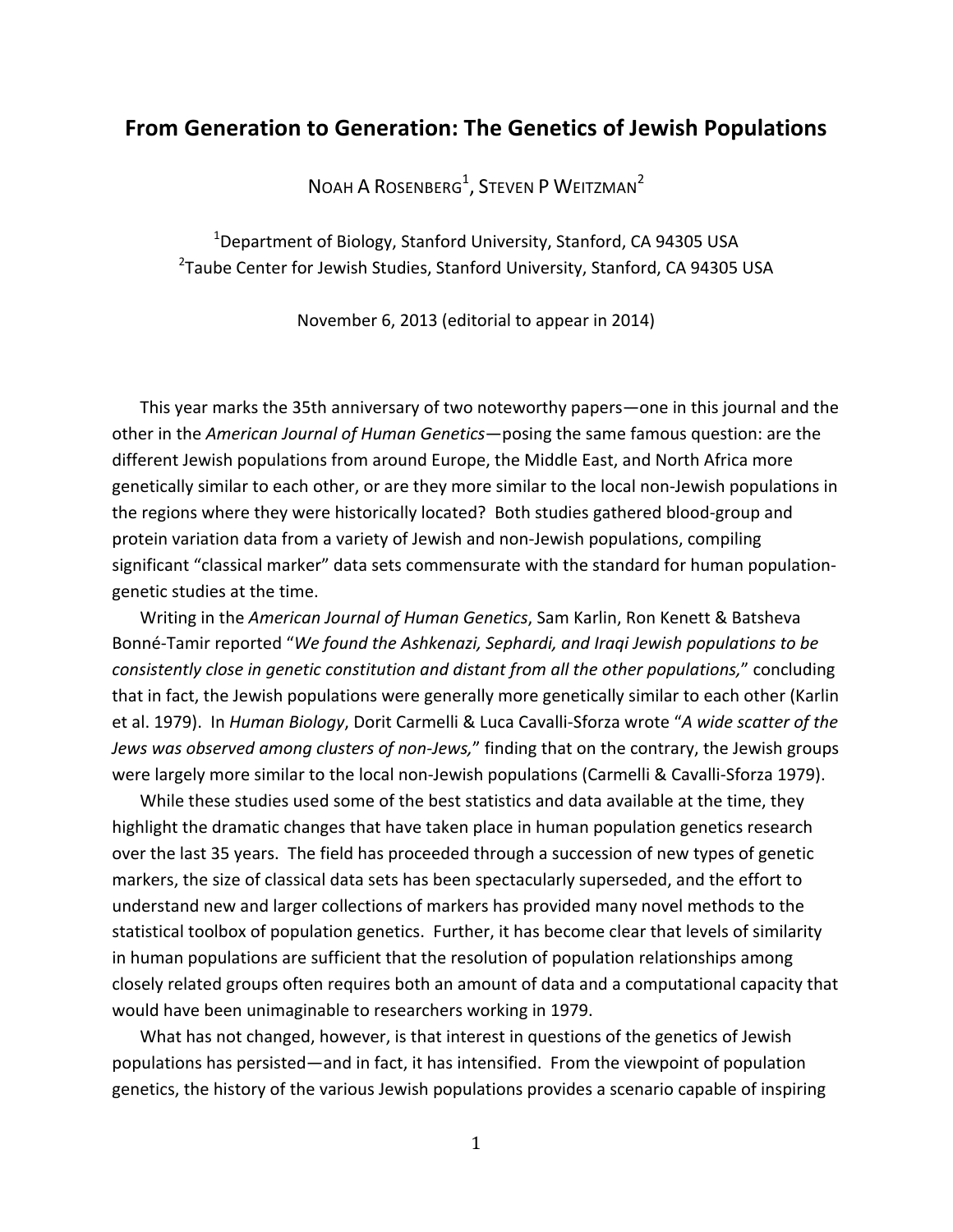# From Generation to Generation: The Genetics of Jewish Populations

Noah A Rosenberg[1], Steven P Weitzman[2]

[1]Department of Biology, Stanford University, Stanford, CA 94305 USA
[2]Taube Center for Jewish Studies, Stanford University, Stanford, CA 94305 USA

November 6, 2013 (editorial to appear in 2014)

This year marks the 35th anniversary of two noteworthy papers—one in this journal and the other in the *American Journal of Human Genetics*—posing the same famous question: are the different Jewish populations from around Europe, the Middle East, and North Africa more genetically similar to each other, or are they more similar to the local non-Jewish populations in the regions where they were historically located? Both studies gathered blood-group and protein variation data from a variety of Jewish and non-Jewish populations, compiling significant "classical marker" data sets commensurate with the standard for human population-genetic studies at the time.

Writing in the *American Journal of Human Genetics*, Sam Karlin, Ron Kenett & Batsheva Bonné-Tamir reported "*We found the Ashkenazi, Sephardi, and Iraqi Jewish populations to be consistently close in genetic constitution and distant from all the other populations,*" concluding that in fact, the Jewish populations were generally more genetically similar to each other (Karlin et al. 1979). In *Human Biology*, Dorit Carmelli & Luca Cavalli-Sforza wrote "*A wide scatter of the Jews was observed among clusters of non-Jews,*" finding that on the contrary, the Jewish groups were largely more similar to the local non-Jewish populations (Carmelli & Cavalli-Sforza 1979).

While these studies used some of the best statistics and data available at the time, they highlight the dramatic changes that have taken place in human population genetics research over the last 35 years. The field has proceeded through a succession of new types of genetic markers, the size of classical data sets has been spectacularly superseded, and the effort to understand new and larger collections of markers has provided many novel methods to the statistical toolbox of population genetics. Further, it has become clear that levels of similarity in human populations are sufficient that the resolution of population relationships among closely related groups often requires both an amount of data and a computational capacity that would have been unimaginable to researchers working in 1979.

What has not changed, however, is that interest in questions of the genetics of Jewish populations has persisted—and in fact, it has intensified. From the viewpoint of population genetics, the history of the various Jewish populations provides a scenario capable of inspiring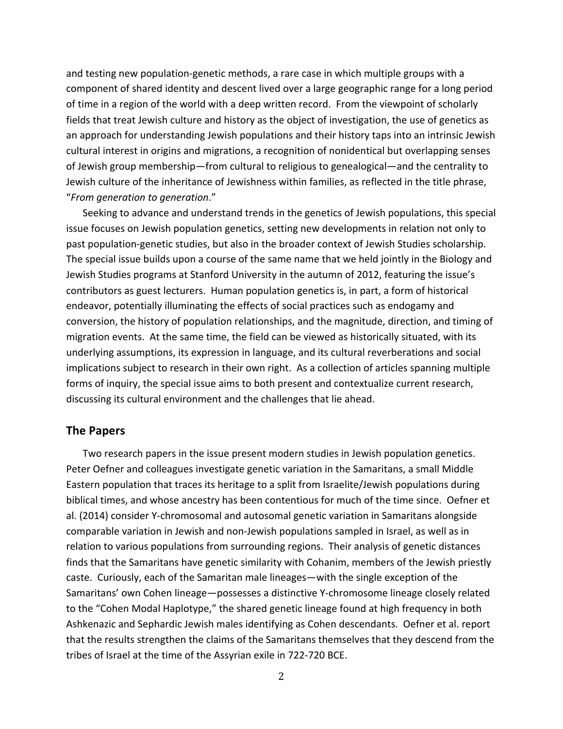and testing new population-genetic methods, a rare case in which multiple groups with a component of shared identity and descent lived over a large geographic range for a long period of time in a region of the world with a deep written record. From the viewpoint of scholarly fields that treat Jewish culture and history as the object of investigation, the use of genetics as an approach for understanding Jewish populations and their history taps into an intrinsic Jewish cultural interest in origins and migrations, a recognition of nonidentical but overlapping senses of Jewish group membership—from cultural to religious to genealogical—and the centrality to Jewish culture of the inheritance of Jewishness within families, as reflected in the title phrase, "*From generation to generation*."

Seeking to advance and understand trends in the genetics of Jewish populations, this special issue focuses on Jewish population genetics, setting new developments in relation not only to past population-genetic studies, but also in the broader context of Jewish Studies scholarship. The special issue builds upon a course of the same name that we held jointly in the Biology and Jewish Studies programs at Stanford University in the autumn of 2012, featuring the issue's contributors as guest lecturers. Human population genetics is, in part, a form of historical endeavor, potentially illuminating the effects of social practices such as endogamy and conversion, the history of population relationships, and the magnitude, direction, and timing of migration events. At the same time, the field can be viewed as historically situated, with its underlying assumptions, its expression in language, and its cultural reverberations and social implications subject to research in their own right. As a collection of articles spanning multiple forms of inquiry, the special issue aims to both present and contextualize current research, discussing its cultural environment and the challenges that lie ahead.

## The Papers

Two research papers in the issue present modern studies in Jewish population genetics. Peter Oefner and colleagues investigate genetic variation in the Samaritans, a small Middle Eastern population that traces its heritage to a split from Israelite/Jewish populations during biblical times, and whose ancestry has been contentious for much of the time since. Oefner et al. (2014) consider Y-chromosomal and autosomal genetic variation in Samaritans alongside comparable variation in Jewish and non-Jewish populations sampled in Israel, as well as in relation to various populations from surrounding regions. Their analysis of genetic distances finds that the Samaritans have genetic similarity with Cohanim, members of the Jewish priestly caste. Curiously, each of the Samaritan male lineages—with the single exception of the Samaritans' own Cohen lineage—possesses a distinctive Y-chromosome lineage closely related to the "Cohen Modal Haplotype," the shared genetic lineage found at high frequency in both Ashkenazic and Sephardic Jewish males identifying as Cohen descendants. Oefner et al. report that the results strengthen the claims of the Samaritans themselves that they descend from the tribes of Israel at the time of the Assyrian exile in 722-720 BCE.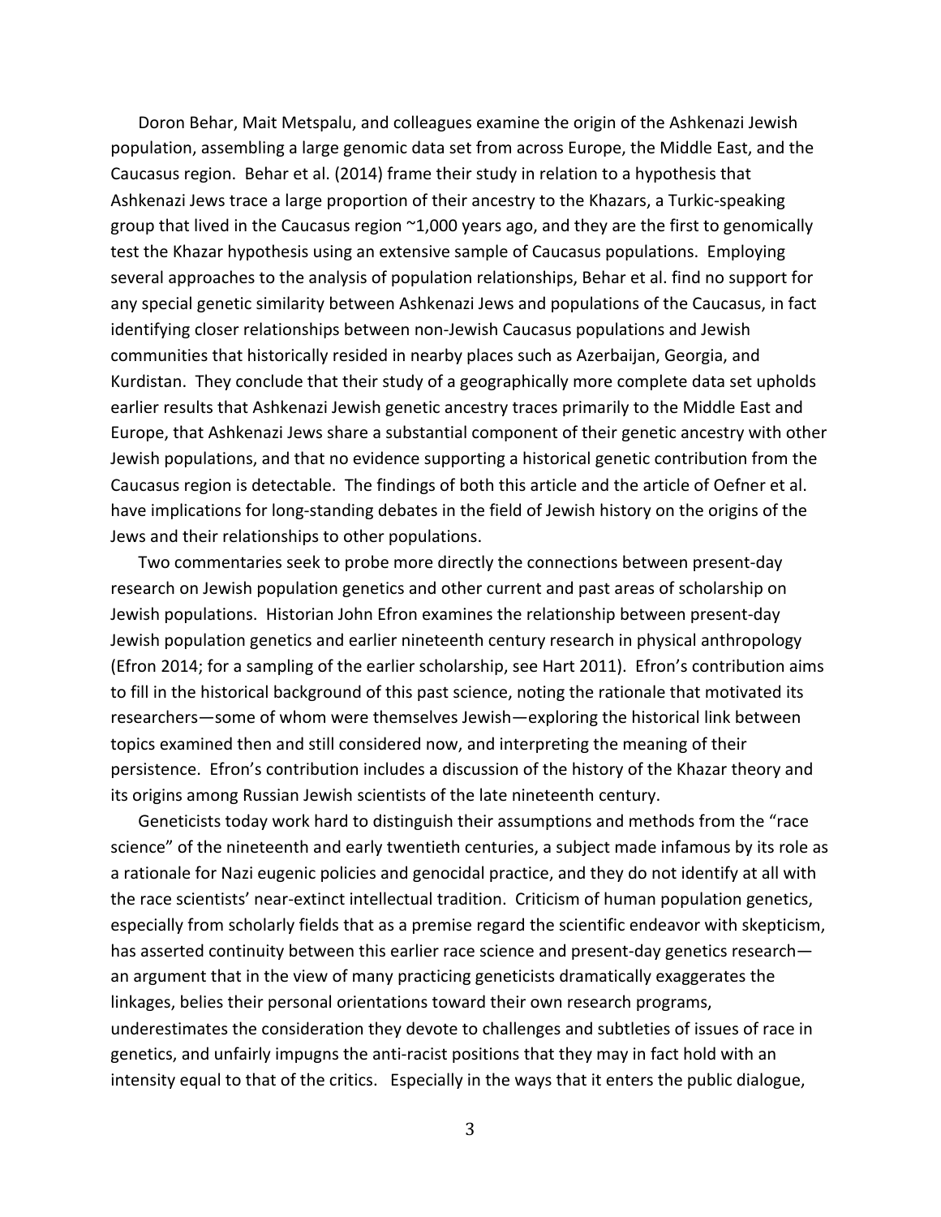Doron Behar, Mait Metspalu, and colleagues examine the origin of the Ashkenazi Jewish population, assembling a large genomic data set from across Europe, the Middle East, and the Caucasus region. Behar et al. (2014) frame their study in relation to a hypothesis that Ashkenazi Jews trace a large proportion of their ancestry to the Khazars, a Turkic-speaking group that lived in the Caucasus region ~1,000 years ago, and they are the first to genomically test the Khazar hypothesis using an extensive sample of Caucasus populations. Employing several approaches to the analysis of population relationships, Behar et al. find no support for any special genetic similarity between Ashkenazi Jews and populations of the Caucasus, in fact identifying closer relationships between non-Jewish Caucasus populations and Jewish communities that historically resided in nearby places such as Azerbaijan, Georgia, and Kurdistan. They conclude that their study of a geographically more complete data set upholds earlier results that Ashkenazi Jewish genetic ancestry traces primarily to the Middle East and Europe, that Ashkenazi Jews share a substantial component of their genetic ancestry with other Jewish populations, and that no evidence supporting a historical genetic contribution from the Caucasus region is detectable. The findings of both this article and the article of Oefner et al. have implications for long-standing debates in the field of Jewish history on the origins of the Jews and their relationships to other populations.

Two commentaries seek to probe more directly the connections between present-day research on Jewish population genetics and other current and past areas of scholarship on Jewish populations. Historian John Efron examines the relationship between present-day Jewish population genetics and earlier nineteenth century research in physical anthropology (Efron 2014; for a sampling of the earlier scholarship, see Hart 2011). Efron's contribution aims to fill in the historical background of this past science, noting the rationale that motivated its researchers—some of whom were themselves Jewish—exploring the historical link between topics examined then and still considered now, and interpreting the meaning of their persistence. Efron's contribution includes a discussion of the history of the Khazar theory and its origins among Russian Jewish scientists of the late nineteenth century.

Geneticists today work hard to distinguish their assumptions and methods from the "race science" of the nineteenth and early twentieth centuries, a subject made infamous by its role as a rationale for Nazi eugenic policies and genocidal practice, and they do not identify at all with the race scientists' near-extinct intellectual tradition. Criticism of human population genetics, especially from scholarly fields that as a premise regard the scientific endeavor with skepticism, has asserted continuity between this earlier race science and present-day genetics research—an argument that in the view of many practicing geneticists dramatically exaggerates the linkages, belies their personal orientations toward their own research programs, underestimates the consideration they devote to challenges and subtleties of issues of race in genetics, and unfairly impugns the anti-racist positions that they may in fact hold with an intensity equal to that of the critics. Especially in the ways that it enters the public dialogue,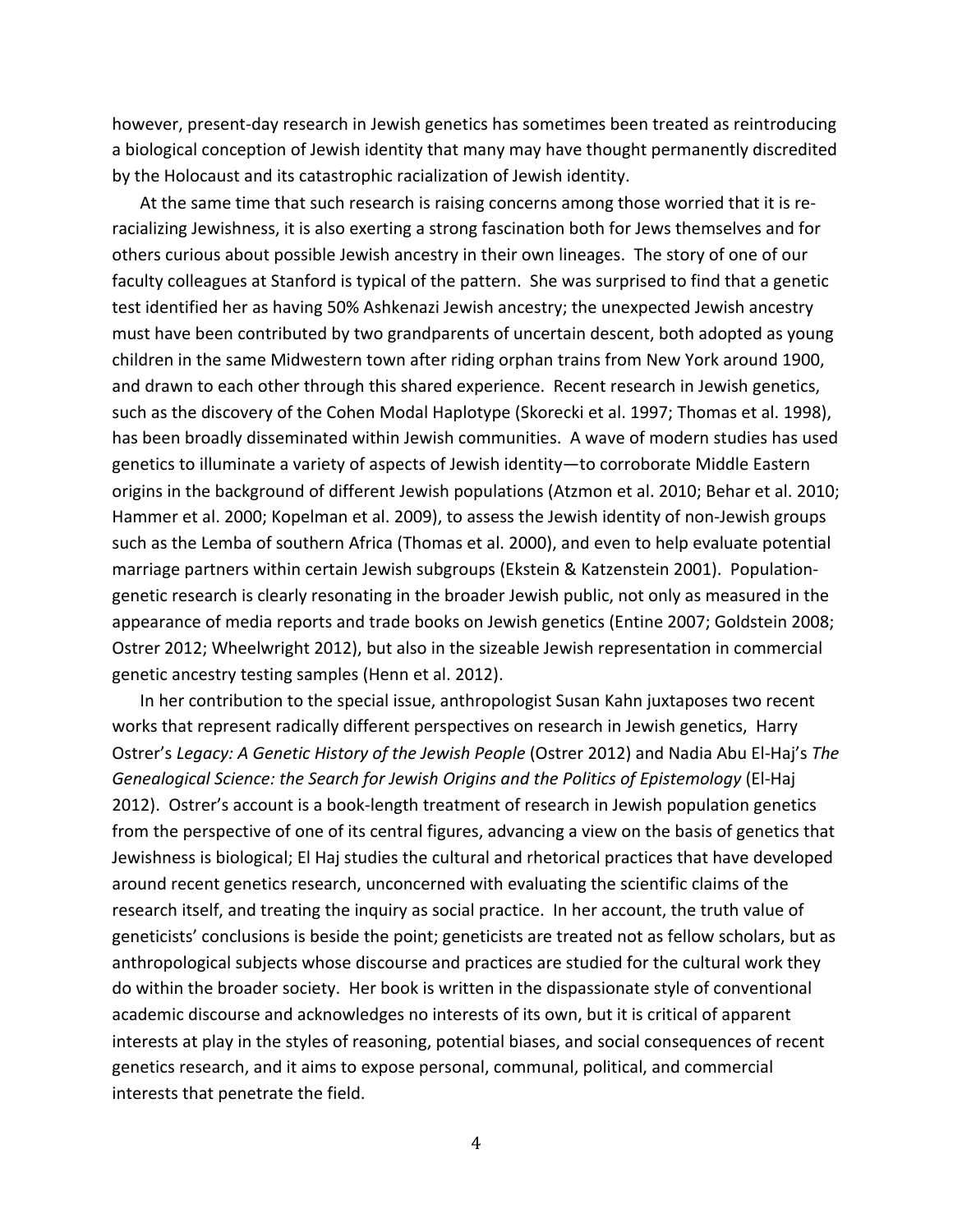however, present-day research in Jewish genetics has sometimes been treated as reintroducing a biological conception of Jewish identity that many may have thought permanently discredited by the Holocaust and its catastrophic racialization of Jewish identity.

At the same time that such research is raising concerns among those worried that it is re-racializing Jewishness, it is also exerting a strong fascination both for Jews themselves and for others curious about possible Jewish ancestry in their own lineages. The story of one of our faculty colleagues at Stanford is typical of the pattern. She was surprised to find that a genetic test identified her as having 50% Ashkenazi Jewish ancestry; the unexpected Jewish ancestry must have been contributed by two grandparents of uncertain descent, both adopted as young children in the same Midwestern town after riding orphan trains from New York around 1900, and drawn to each other through this shared experience. Recent research in Jewish genetics, such as the discovery of the Cohen Modal Haplotype (Skorecki et al. 1997; Thomas et al. 1998), has been broadly disseminated within Jewish communities. A wave of modern studies has used genetics to illuminate a variety of aspects of Jewish identity—to corroborate Middle Eastern origins in the background of different Jewish populations (Atzmon et al. 2010; Behar et al. 2010; Hammer et al. 2000; Kopelman et al. 2009), to assess the Jewish identity of non-Jewish groups such as the Lemba of southern Africa (Thomas et al. 2000), and even to help evaluate potential marriage partners within certain Jewish subgroups (Ekstein & Katzenstein 2001). Population-genetic research is clearly resonating in the broader Jewish public, not only as measured in the appearance of media reports and trade books on Jewish genetics (Entine 2007; Goldstein 2008; Ostrer 2012; Wheelwright 2012), but also in the sizeable Jewish representation in commercial genetic ancestry testing samples (Henn et al. 2012).

In her contribution to the special issue, anthropologist Susan Kahn juxtaposes two recent works that represent radically different perspectives on research in Jewish genetics, Harry Ostrer's *Legacy: A Genetic History of the Jewish People* (Ostrer 2012) and Nadia Abu El-Haj's *The Genealogical Science: the Search for Jewish Origins and the Politics of Epistemology* (El-Haj 2012). Ostrer's account is a book-length treatment of research in Jewish population genetics from the perspective of one of its central figures, advancing a view on the basis of genetics that Jewishness is biological; El Haj studies the cultural and rhetorical practices that have developed around recent genetics research, unconcerned with evaluating the scientific claims of the research itself, and treating the inquiry as social practice. In her account, the truth value of geneticists' conclusions is beside the point; geneticists are treated not as fellow scholars, but as anthropological subjects whose discourse and practices are studied for the cultural work they do within the broader society. Her book is written in the dispassionate style of conventional academic discourse and acknowledges no interests of its own, but it is critical of apparent interests at play in the styles of reasoning, potential biases, and social consequences of recent genetics research, and it aims to expose personal, communal, political, and commercial interests that penetrate the field.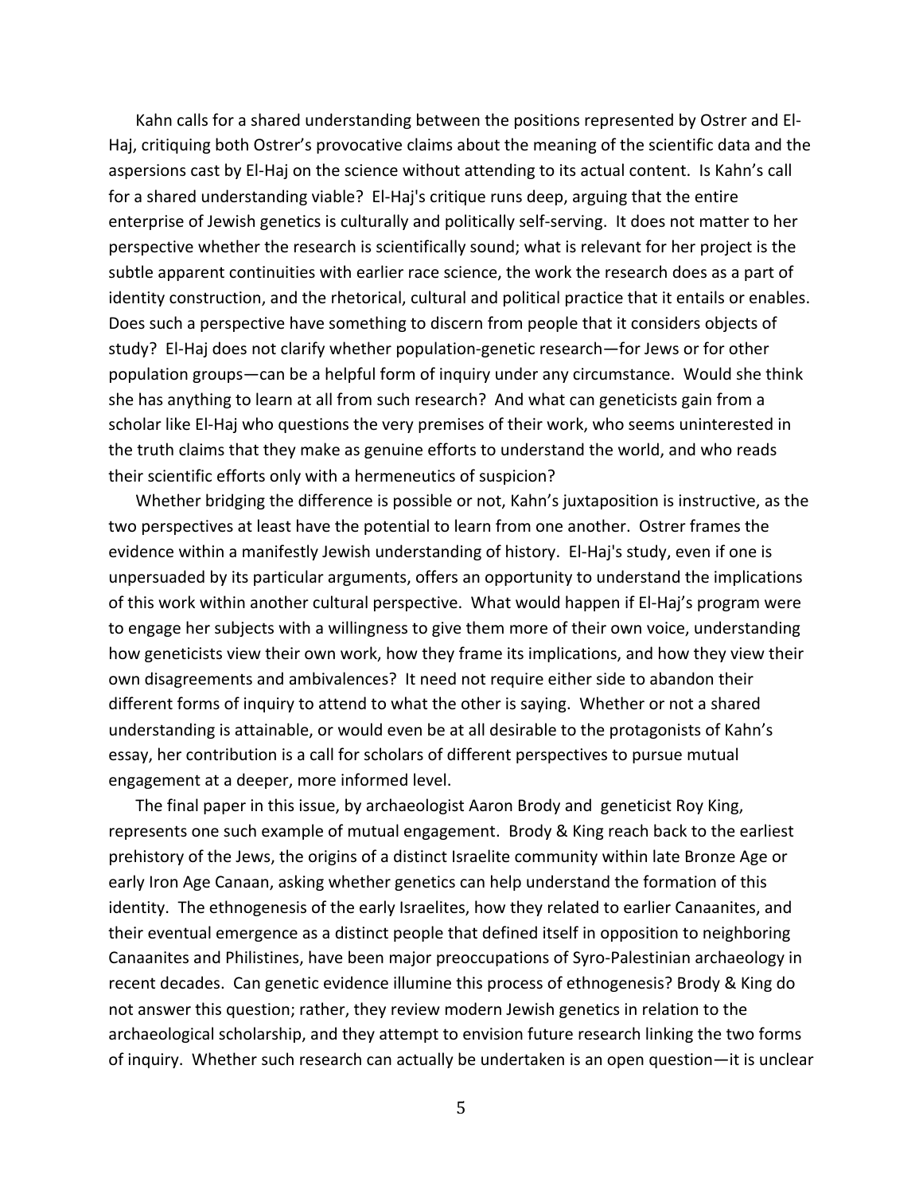Kahn calls for a shared understanding between the positions represented by Ostrer and El-Haj, critiquing both Ostrer's provocative claims about the meaning of the scientific data and the aspersions cast by El-Haj on the science without attending to its actual content. Is Kahn's call for a shared understanding viable? El-Haj's critique runs deep, arguing that the entire enterprise of Jewish genetics is culturally and politically self-serving. It does not matter to her perspective whether the research is scientifically sound; what is relevant for her project is the subtle apparent continuities with earlier race science, the work the research does as a part of identity construction, and the rhetorical, cultural and political practice that it entails or enables. Does such a perspective have something to discern from people that it considers objects of study? El-Haj does not clarify whether population-genetic research—for Jews or for other population groups—can be a helpful form of inquiry under any circumstance. Would she think she has anything to learn at all from such research? And what can geneticists gain from a scholar like El-Haj who questions the very premises of their work, who seems uninterested in the truth claims that they make as genuine efforts to understand the world, and who reads their scientific efforts only with a hermeneutics of suspicion?

Whether bridging the difference is possible or not, Kahn's juxtaposition is instructive, as the two perspectives at least have the potential to learn from one another. Ostrer frames the evidence within a manifestly Jewish understanding of history. El-Haj's study, even if one is unpersuaded by its particular arguments, offers an opportunity to understand the implications of this work within another cultural perspective. What would happen if El-Haj's program were to engage her subjects with a willingness to give them more of their own voice, understanding how geneticists view their own work, how they frame its implications, and how they view their own disagreements and ambivalences? It need not require either side to abandon their different forms of inquiry to attend to what the other is saying. Whether or not a shared understanding is attainable, or would even be at all desirable to the protagonists of Kahn's essay, her contribution is a call for scholars of different perspectives to pursue mutual engagement at a deeper, more informed level.

The final paper in this issue, by archaeologist Aaron Brody and geneticist Roy King, represents one such example of mutual engagement. Brody & King reach back to the earliest prehistory of the Jews, the origins of a distinct Israelite community within late Bronze Age or early Iron Age Canaan, asking whether genetics can help understand the formation of this identity. The ethnogenesis of the early Israelites, how they related to earlier Canaanites, and their eventual emergence as a distinct people that defined itself in opposition to neighboring Canaanites and Philistines, have been major preoccupations of Syro-Palestinian archaeology in recent decades. Can genetic evidence illumine this process of ethnogenesis? Brody & King do not answer this question; rather, they review modern Jewish genetics in relation to the archaeological scholarship, and they attempt to envision future research linking the two forms of inquiry. Whether such research can actually be undertaken is an open question—it is unclear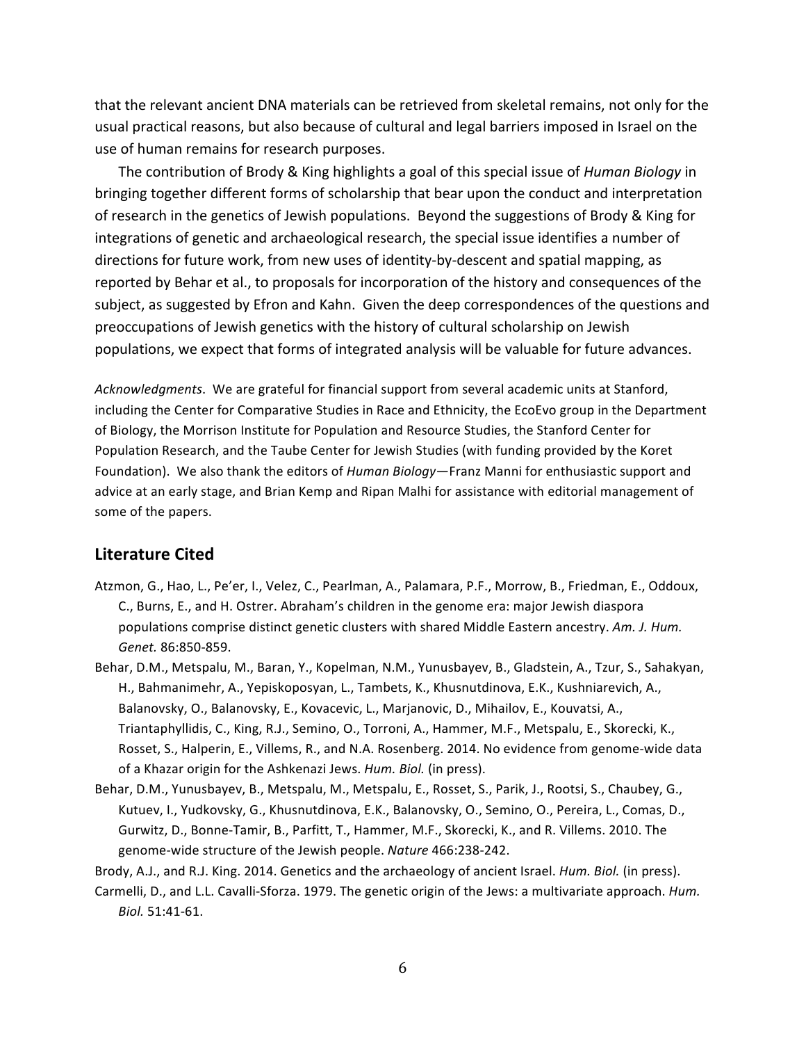that the relevant ancient DNA materials can be retrieved from skeletal remains, not only for the usual practical reasons, but also because of cultural and legal barriers imposed in Israel on the use of human remains for research purposes.

The contribution of Brody & King highlights a goal of this special issue of *Human Biology* in bringing together different forms of scholarship that bear upon the conduct and interpretation of research in the genetics of Jewish populations. Beyond the suggestions of Brody & King for integrations of genetic and archaeological research, the special issue identifies a number of directions for future work, from new uses of identity-by-descent and spatial mapping, as reported by Behar et al., to proposals for incorporation of the history and consequences of the subject, as suggested by Efron and Kahn. Given the deep correspondences of the questions and preoccupations of Jewish genetics with the history of cultural scholarship on Jewish populations, we expect that forms of integrated analysis will be valuable for future advances.

*Acknowledgments*. We are grateful for financial support from several academic units at Stanford, including the Center for Comparative Studies in Race and Ethnicity, the EcoEvo group in the Department of Biology, the Morrison Institute for Population and Resource Studies, the Stanford Center for Population Research, and the Taube Center for Jewish Studies (with funding provided by the Koret Foundation). We also thank the editors of *Human Biology*—Franz Manni for enthusiastic support and advice at an early stage, and Brian Kemp and Ripan Malhi for assistance with editorial management of some of the papers.

## Literature Cited

Atzmon, G., Hao, L., Pe'er, I., Velez, C., Pearlman, A., Palamara, P.F., Morrow, B., Friedman, E., Oddoux, C., Burns, E., and H. Ostrer. Abraham's children in the genome era: major Jewish diaspora populations comprise distinct genetic clusters with shared Middle Eastern ancestry. *Am. J. Hum. Genet.* 86:850-859.

Behar, D.M., Metspalu, M., Baran, Y., Kopelman, N.M., Yunusbayev, B., Gladstein, A., Tzur, S., Sahakyan, H., Bahmanimehr, A., Yepiskoposyan, L., Tambets, K., Khusnutdinova, E.K., Kushniarevich, A., Balanovsky, O., Balanovsky, E., Kovacevic, L., Marjanovic, D., Mihailov, E., Kouvatsi, A., Triantaphyllidis, C., King, R.J., Semino, O., Torroni, A., Hammer, M.F., Metspalu, E., Skorecki, K., Rosset, S., Halperin, E., Villems, R., and N.A. Rosenberg. 2014. No evidence from genome-wide data of a Khazar origin for the Ashkenazi Jews. *Hum. Biol.* (in press).

Behar, D.M., Yunusbayev, B., Metspalu, M., Metspalu, E., Rosset, S., Parik, J., Rootsi, S., Chaubey, G., Kutuev, I., Yudkovsky, G., Khusnutdinova, E.K., Balanovsky, O., Semino, O., Pereira, L., Comas, D., Gurwitz, D., Bonne-Tamir, B., Parfitt, T., Hammer, M.F., Skorecki, K., and R. Villems. 2010. The genome-wide structure of the Jewish people. *Nature* 466:238-242.

Brody, A.J., and R.J. King. 2014. Genetics and the archaeology of ancient Israel. *Hum. Biol.* (in press).

Carmelli, D., and L.L. Cavalli-Sforza. 1979. The genetic origin of the Jews: a multivariate approach. *Hum. Biol.* 51:41-61.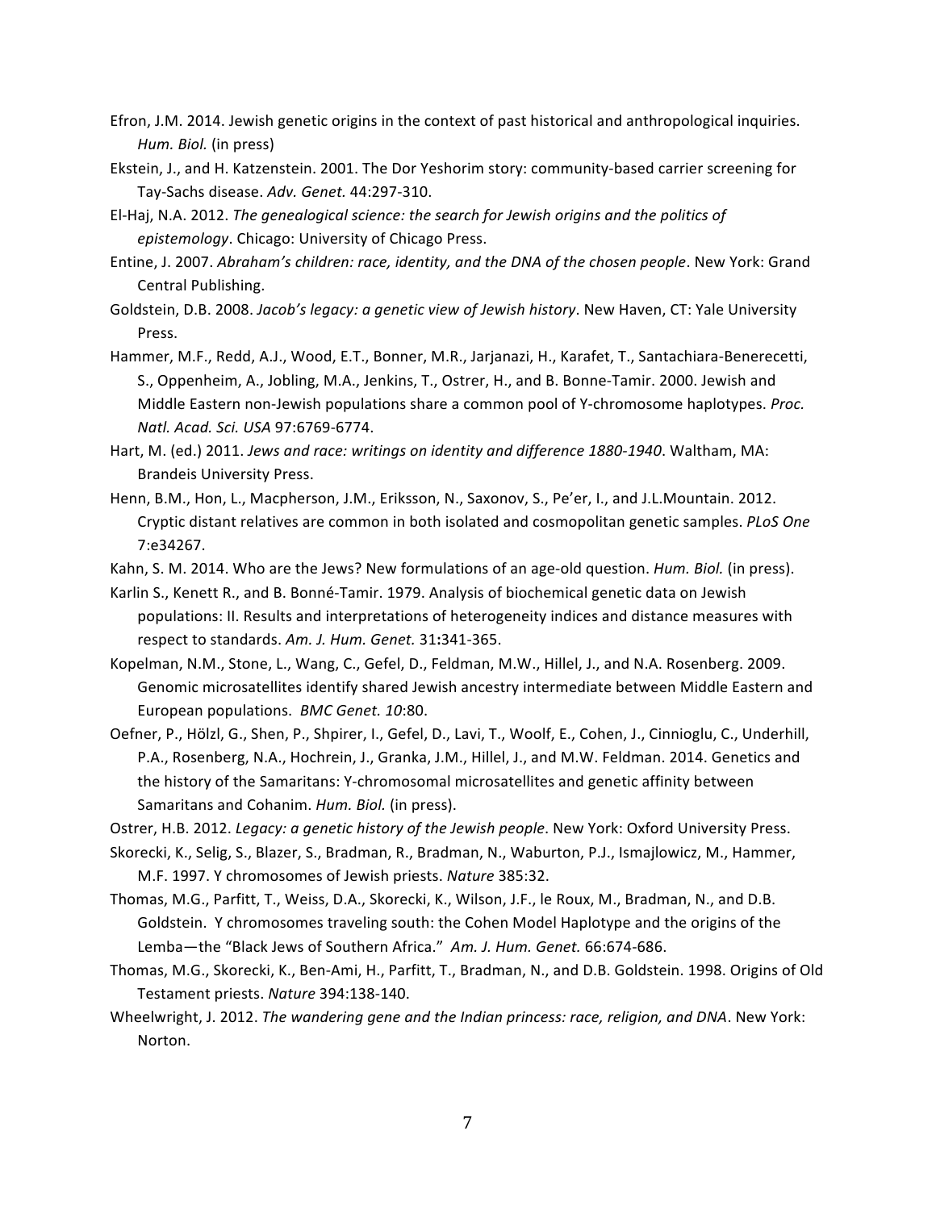Efron, J.M. 2014. Jewish genetic origins in the context of past historical and anthropological inquiries. *Hum. Biol.* (in press)

Ekstein, J., and H. Katzenstein. 2001. The Dor Yeshorim story: community-based carrier screening for Tay-Sachs disease. *Adv. Genet.* 44:297-310.

El-Haj, N.A. 2012. *The genealogical science: the search for Jewish origins and the politics of epistemology*. Chicago: University of Chicago Press.

Entine, J. 2007. *Abraham's children: race, identity, and the DNA of the chosen people*. New York: Grand Central Publishing.

Goldstein, D.B. 2008. *Jacob's legacy: a genetic view of Jewish history*. New Haven, CT: Yale University Press.

Hammer, M.F., Redd, A.J., Wood, E.T., Bonner, M.R., Jarjanazi, H., Karafet, T., Santachiara-Benerecetti, S., Oppenheim, A., Jobling, M.A., Jenkins, T., Ostrer, H., and B. Bonne-Tamir. 2000. Jewish and Middle Eastern non-Jewish populations share a common pool of Y-chromosome haplotypes. *Proc. Natl. Acad. Sci. USA* 97:6769-6774.

Hart, M. (ed.) 2011. *Jews and race: writings on identity and difference 1880-1940*. Waltham, MA: Brandeis University Press.

Henn, B.M., Hon, L., Macpherson, J.M., Eriksson, N., Saxonov, S., Pe'er, I., and J.L.Mountain. 2012. Cryptic distant relatives are common in both isolated and cosmopolitan genetic samples. *PLoS One* 7:e34267.

Kahn, S. M. 2014. Who are the Jews? New formulations of an age-old question. *Hum. Biol.* (in press).

Karlin S., Kenett R., and B. Bonné-Tamir. 1979. Analysis of biochemical genetic data on Jewish populations: II. Results and interpretations of heterogeneity indices and distance measures with respect to standards. *Am. J. Hum. Genet.* 31**:**341-365.

Kopelman, N.M., Stone, L., Wang, C., Gefel, D., Feldman, M.W., Hillel, J., and N.A. Rosenberg. 2009. Genomic microsatellites identify shared Jewish ancestry intermediate between Middle Eastern and European populations. *BMC Genet. 10*:80.

Oefner, P., Hölzl, G., Shen, P., Shpirer, I., Gefel, D., Lavi, T., Woolf, E., Cohen, J., Cinnioglu, C., Underhill, P.A., Rosenberg, N.A., Hochrein, J., Granka, J.M., Hillel, J., and M.W. Feldman. 2014. Genetics and the history of the Samaritans: Y-chromosomal microsatellites and genetic affinity between Samaritans and Cohanim. *Hum. Biol.* (in press).

Ostrer, H.B. 2012. *Legacy: a genetic history of the Jewish people*. New York: Oxford University Press.

Skorecki, K., Selig, S., Blazer, S., Bradman, R., Bradman, N., Waburton, P.J., Ismajlowicz, M., Hammer, M.F. 1997. Y chromosomes of Jewish priests. *Nature* 385:32.

Thomas, M.G., Parfitt, T., Weiss, D.A., Skorecki, K., Wilson, J.F., le Roux, M., Bradman, N., and D.B. Goldstein. Y chromosomes traveling south: the Cohen Model Haplotype and the origins of the Lemba—the "Black Jews of Southern Africa." *Am. J. Hum. Genet.* 66:674-686.

Thomas, M.G., Skorecki, K., Ben-Ami, H., Parfitt, T., Bradman, N., and D.B. Goldstein. 1998. Origins of Old Testament priests. *Nature* 394:138-140.

Wheelwright, J. 2012. *The wandering gene and the Indian princess: race, religion, and DNA*. New York: Norton.